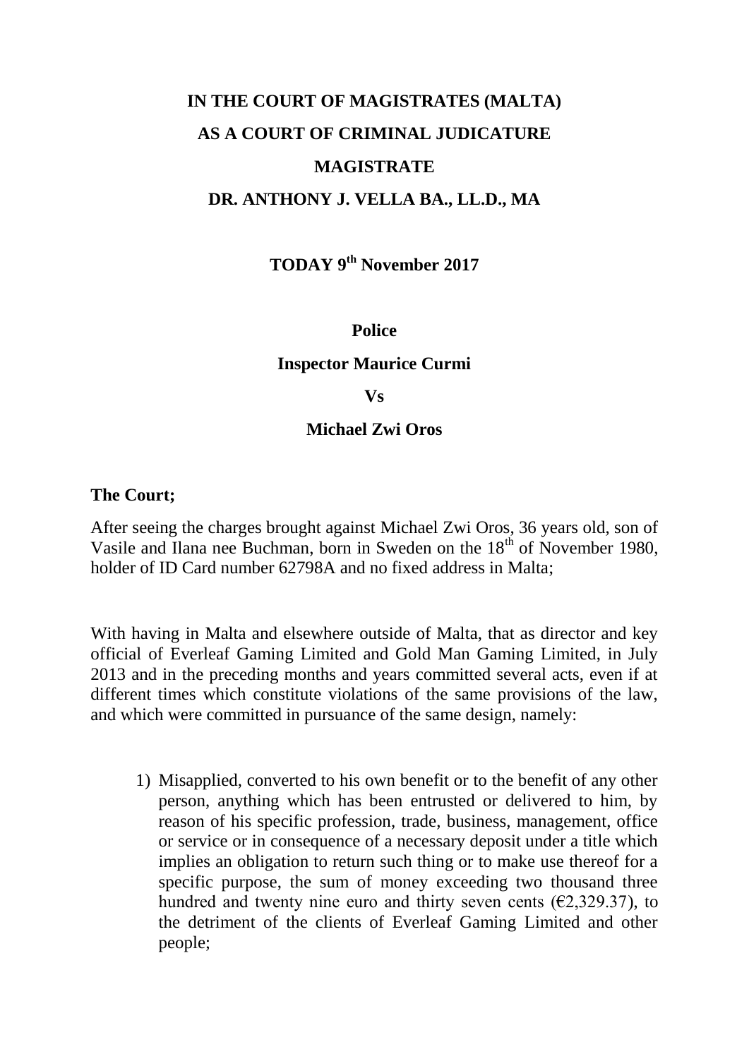**IN THE COURT OF MAGISTRATES (MALTA)**

**AS A COURT OF CRIMINAL JUDICATURE**

**MAGISTRATE**

**DR. ANTHONY J. VELLA BA., LL.D., MA**

**TODAY 9th November 2017**

**Police**

**Inspector Maurice Curmi**

**Vs**

**Michael Zwi Oros**

**The Court;**

After seeing the charges brought against Michael Zwi Oros, 36 years old, son of Vasile and Ilana nee Buchman, born in Sweden on the 18th of November 1980, holder of ID Card number 62798A and no fixed address in Malta;

With having in Malta and elsewhere outside of Malta, that as director and key official of Everleaf Gaming Limited and Gold Man Gaming Limited, in July 2013 and in the preceding months and years committed several acts, even if at different times which constitute violations of the same provisions of the law, and which were committed in pursuance of the same design, namely:

1) Misapplied, converted to his own benefit or to the benefit of any other person, anything which has been entrusted or delivered to him, by reason of his specific profession, trade, business, management, office or service or in consequence of a necessary deposit under a title which implies an obligation to return such thing or to make use thereof for a specific purpose, the sum of money exceeding two thousand three hundred and twenty nine euro and thirty seven cents (€2,329.37), to the detriment of the clients of Everleaf Gaming Limited and other people;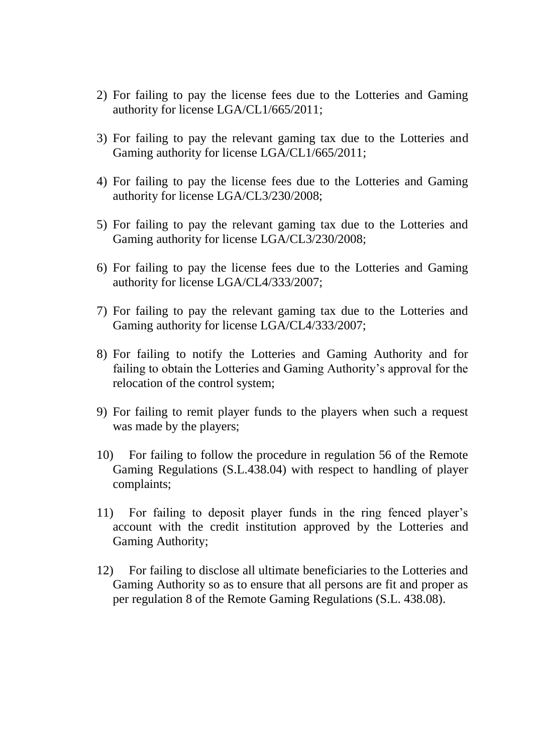2) For failing to pay the license fees due to the Lotteries and Gaming authority for license LGA/CL1/665/2011;

3) For failing to pay the relevant gaming tax due to the Lotteries and Gaming authority for license LGA/CL1/665/2011;

4) For failing to pay the license fees due to the Lotteries and Gaming authority for license LGA/CL3/230/2008;

5) For failing to pay the relevant gaming tax due to the Lotteries and Gaming authority for license LGA/CL3/230/2008;

6) For failing to pay the license fees due to the Lotteries and Gaming authority for license LGA/CL4/333/2007;

7) For failing to pay the relevant gaming tax due to the Lotteries and Gaming authority for license LGA/CL4/333/2007;

8) For failing to notify the Lotteries and Gaming Authority and for failing to obtain the Lotteries and Gaming Authority's approval for the relocation of the control system;

9) For failing to remit player funds to the players when such a request was made by the players;

10) For failing to follow the procedure in regulation 56 of the Remote Gaming Regulations (S.L.438.04) with respect to handling of player complaints;

11) For failing to deposit player funds in the ring fenced player's account with the credit institution approved by the Lotteries and Gaming Authority;

12) For failing to disclose all ultimate beneficiaries to the Lotteries and Gaming Authority so as to ensure that all persons are fit and proper as per regulation 8 of the Remote Gaming Regulations (S.L. 438.08).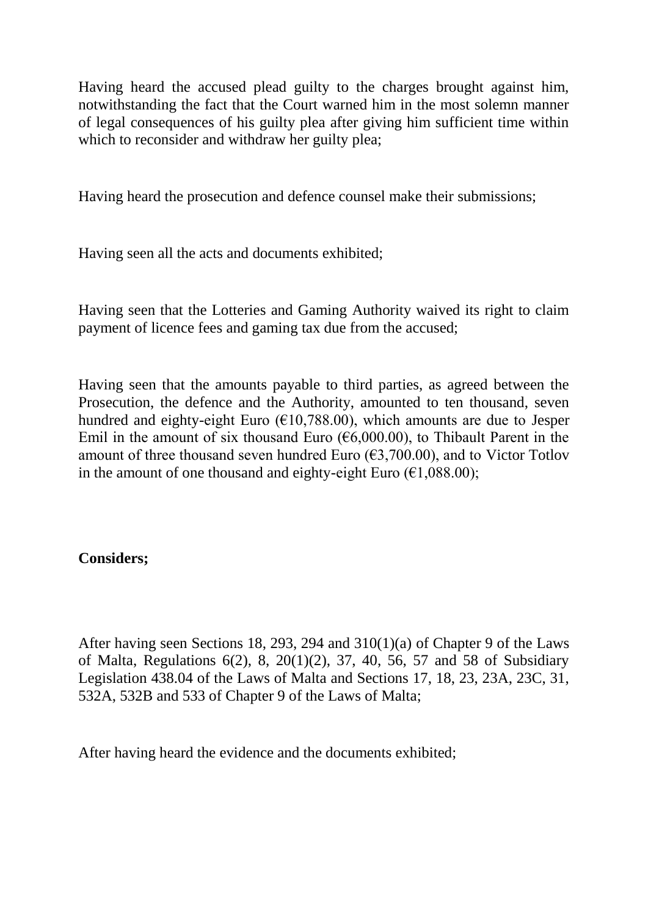Having heard the accused plead guilty to the charges brought against him, notwithstanding the fact that the Court warned him in the most solemn manner of legal consequences of his guilty plea after giving him sufficient time within which to reconsider and withdraw her guilty plea;

Having heard the prosecution and defence counsel make their submissions;

Having seen all the acts and documents exhibited;

Having seen that the Lotteries and Gaming Authority waived its right to claim payment of licence fees and gaming tax due from the accused;

Having seen that the amounts payable to third parties, as agreed between the Prosecution, the defence and the Authority, amounted to ten thousand, seven hundred and eighty-eight Euro (€10,788.00), which amounts are due to Jesper Emil in the amount of six thousand Euro (€6,000.00), to Thibault Parent in the amount of three thousand seven hundred Euro (€3,700.00), and to Victor Totlov in the amount of one thousand and eighty-eight Euro (€1,088.00);

**Considers;**

After having seen Sections 18, 293, 294 and 310(1)(a) of Chapter 9 of the Laws of Malta, Regulations 6(2), 8, 20(1)(2), 37, 40, 56, 57 and 58 of Subsidiary Legislation 438.04 of the Laws of Malta and Sections 17, 18, 23, 23A, 23C, 31, 532A, 532B and 533 of Chapter 9 of the Laws of Malta;

After having heard the evidence and the documents exhibited;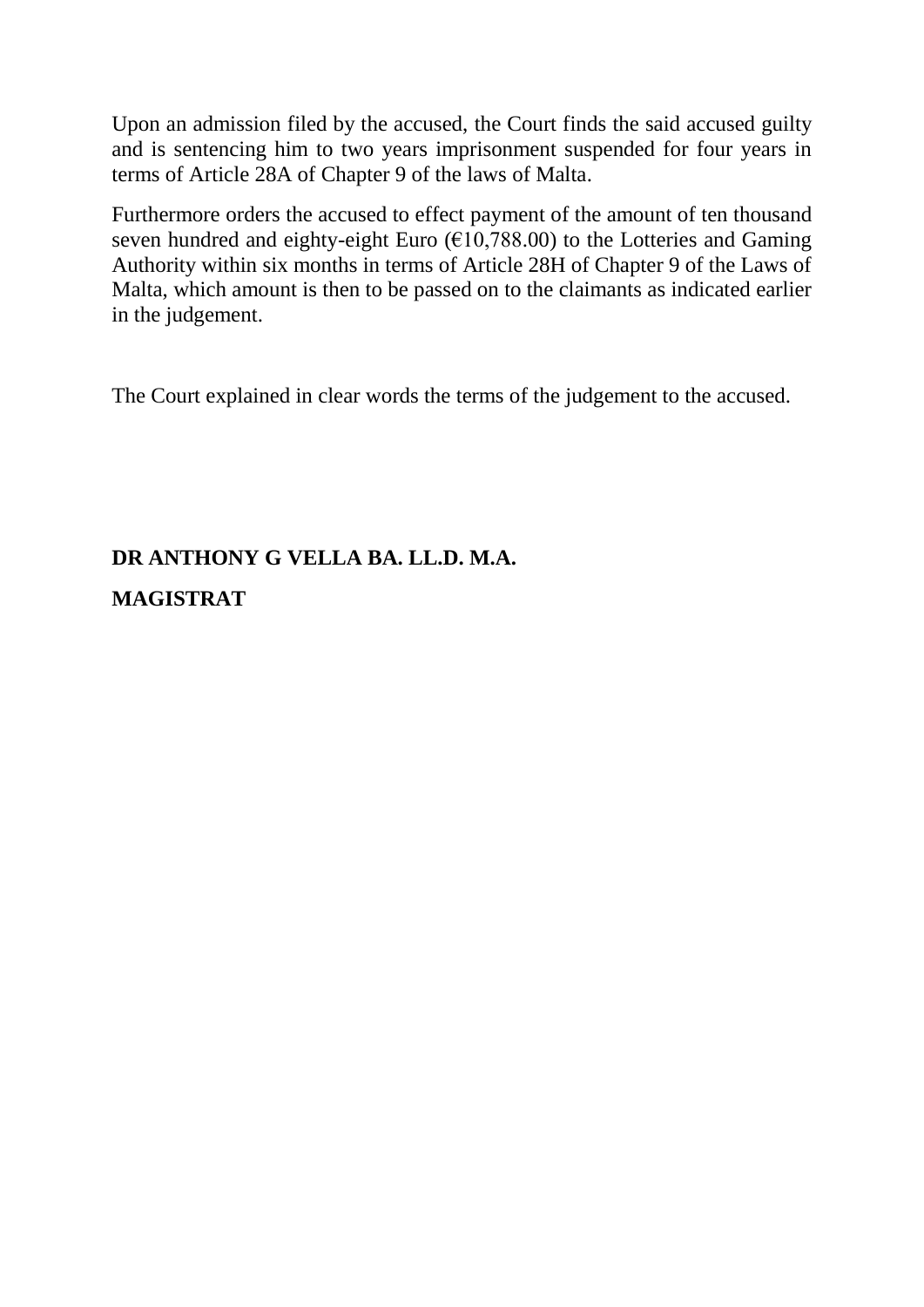Upon an admission filed by the accused, the Court finds the said accused guilty and is sentencing him to two years imprisonment suspended for four years in terms of Article 28A of Chapter 9 of the laws of Malta.

Furthermore orders the accused to effect payment of the amount of ten thousand seven hundred and eighty-eight Euro (€10,788.00) to the Lotteries and Gaming Authority within six months in terms of Article 28H of Chapter 9 of the Laws of Malta, which amount is then to be passed on to the claimants as indicated earlier in the judgement.

The Court explained in clear words the terms of the judgement to the accused.

**DR ANTHONY G VELLA BA. LL.D. M.A.**

**MAGISTRAT**